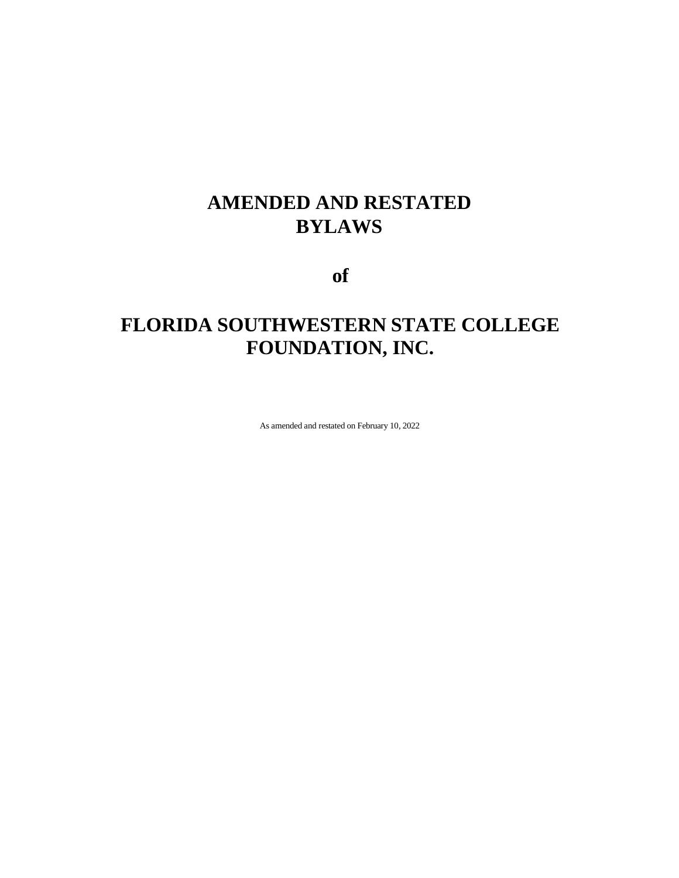# AMENDED AND RESTATED BYLAWS

# of

# FLORIDA SOUTHWESTERN STATE COLLEGE FOUNDATION, INC.

As amended and restated on February 10, 2022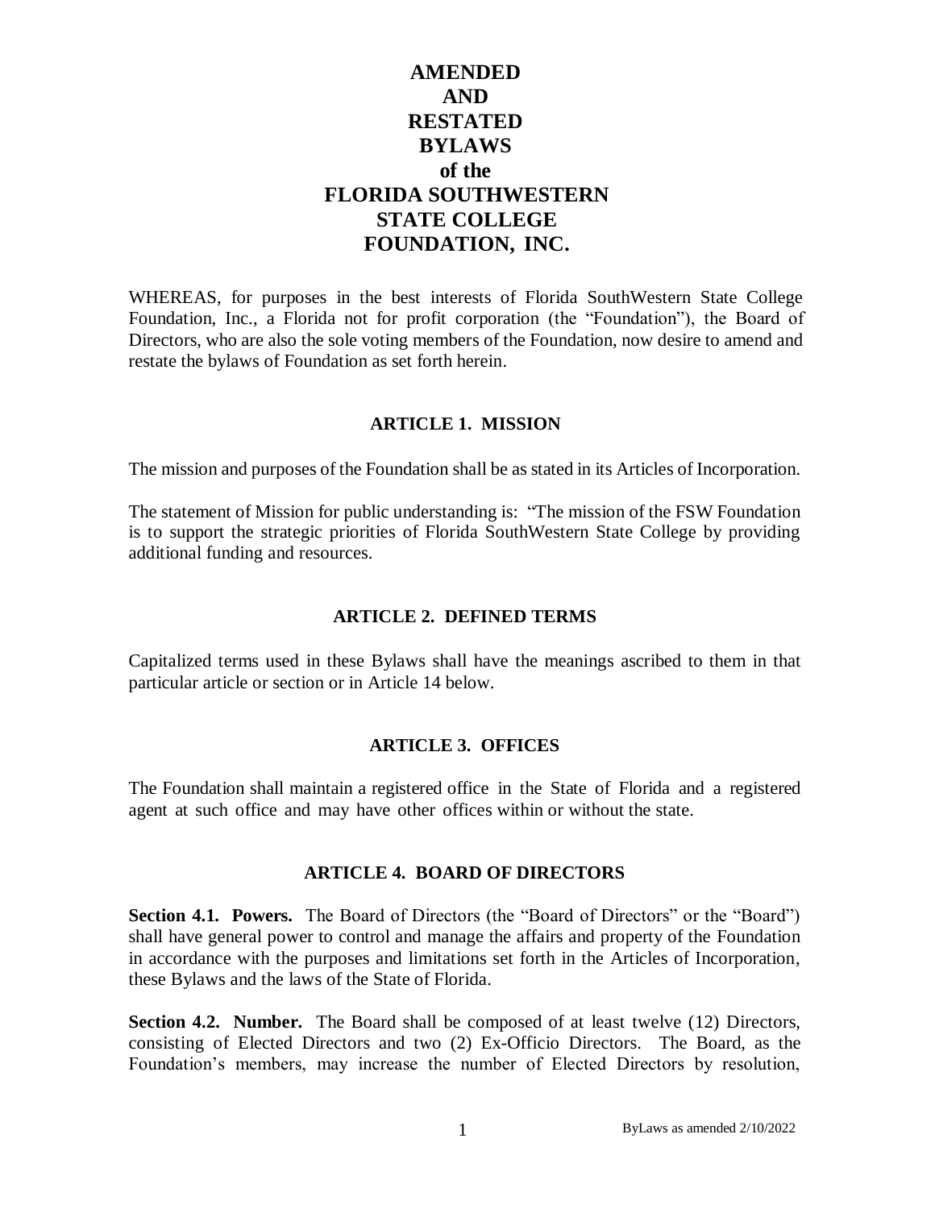# AMENDED AND RESTATED BYLAWS of the FLORIDA SOUTHWESTERN STATE COLLEGE FOUNDATION, INC.

WHEREAS, for purposes in the best interests of Florida SouthWestern State College Foundation, Inc., a Florida not for profit corporation (the "Foundation"), the Board of Directors, who are also the sole voting members of the Foundation, now desire to amend and restate the bylaws of Foundation as set forth herein.

## ARTICLE 1. MISSION

The mission and purposes of the Foundation shall be as stated in its Articles of Incorporation.

The statement of Mission for public understanding is: "The mission of the FSW Foundation is to support the strategic priorities of Florida SouthWestern State College by providing additional funding and resources.

## ARTICLE 2. DEFINED TERMS

Capitalized terms used in these Bylaws shall have the meanings ascribed to them in that particular article or section or in Article 14 below.

## ARTICLE 3. OFFICES

The Foundation shall maintain a registered office in the State of Florida and a registered agent at such office and may have other offices within or without the state.

## ARTICLE 4. BOARD OF DIRECTORS

**Section 4.1. Powers.** The Board of Directors (the "Board of Directors" or the "Board") shall have general power to control and manage the affairs and property of the Foundation in accordance with the purposes and limitations set forth in the Articles of Incorporation, these Bylaws and the laws of the State of Florida.

**Section 4.2. Number.** The Board shall be composed of at least twelve (12) Directors, consisting of Elected Directors and two (2) Ex-Officio Directors. The Board, as the Foundation's members, may increase the number of Elected Directors by resolution,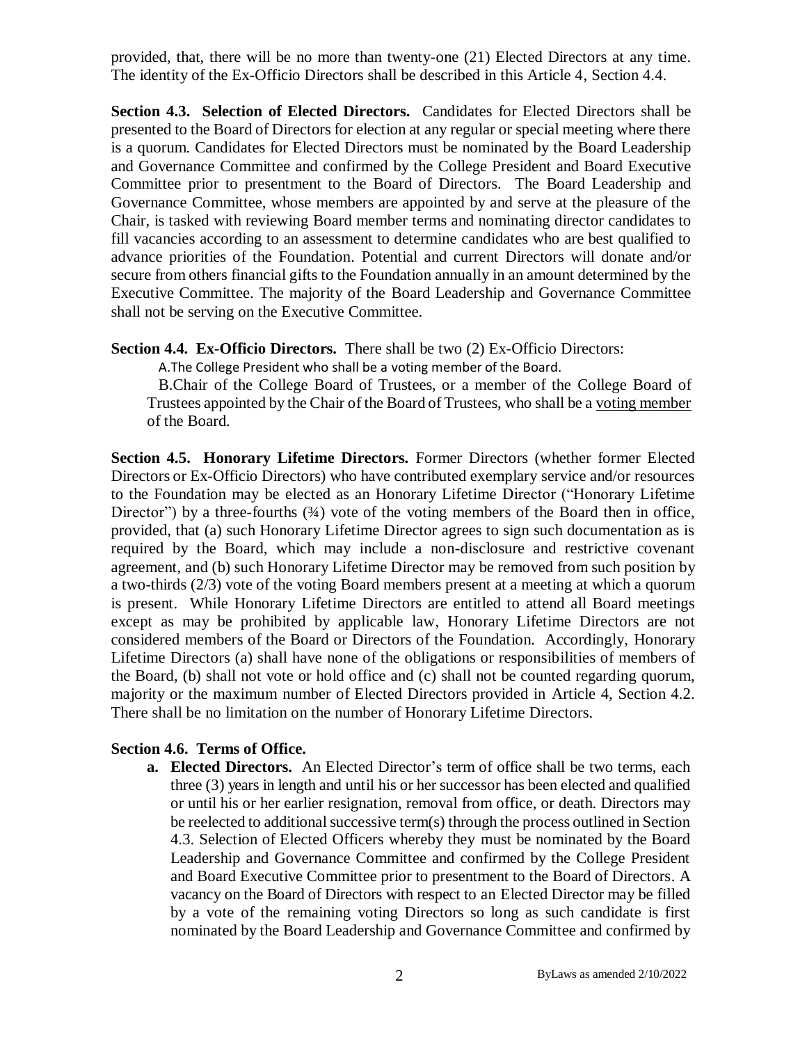provided, that, there will be no more than twenty-one (21) Elected Directors at any time. The identity of the Ex-Officio Directors shall be described in this Article 4, Section 4.4.

**Section 4.3. Selection of Elected Directors.** Candidates for Elected Directors shall be presented to the Board of Directors for election at any regular or special meeting where there is a quorum. Candidates for Elected Directors must be nominated by the Board Leadership and Governance Committee and confirmed by the College President and Board Executive Committee prior to presentment to the Board of Directors. The Board Leadership and Governance Committee, whose members are appointed by and serve at the pleasure of the Chair, is tasked with reviewing Board member terms and nominating director candidates to fill vacancies according to an assessment to determine candidates who are best qualified to advance priorities of the Foundation. Potential and current Directors will donate and/or secure from others financial gifts to the Foundation annually in an amount determined by the Executive Committee. The majority of the Board Leadership and Governance Committee shall not be serving on the Executive Committee.

**Section 4.4. Ex-Officio Directors.** There shall be two (2) Ex-Officio Directors:

A. The College President who shall be a voting member of the Board.

B. Chair of the College Board of Trustees, or a member of the College Board of Trustees appointed by the Chair of the Board of Trustees, who shall be a voting member of the Board.

**Section 4.5. Honorary Lifetime Directors.** Former Directors (whether former Elected Directors or Ex-Officio Directors) who have contributed exemplary service and/or resources to the Foundation may be elected as an Honorary Lifetime Director ("Honorary Lifetime Director") by a three-fourths (¾) vote of the voting members of the Board then in office, provided, that (a) such Honorary Lifetime Director agrees to sign such documentation as is required by the Board, which may include a non-disclosure and restrictive covenant agreement, and (b) such Honorary Lifetime Director may be removed from such position by a two-thirds (2/3) vote of the voting Board members present at a meeting at which a quorum is present. While Honorary Lifetime Directors are entitled to attend all Board meetings except as may be prohibited by applicable law, Honorary Lifetime Directors are not considered members of the Board or Directors of the Foundation. Accordingly, Honorary Lifetime Directors (a) shall have none of the obligations or responsibilities of members of the Board, (b) shall not vote or hold office and (c) shall not be counted regarding quorum, majority or the maximum number of Elected Directors provided in Article 4, Section 4.2. There shall be no limitation on the number of Honorary Lifetime Directors.

**Section 4.6. Terms of Office.**

a. **Elected Directors.** An Elected Director's term of office shall be two terms, each three (3) years in length and until his or her successor has been elected and qualified or until his or her earlier resignation, removal from office, or death. Directors may be reelected to additional successive term(s) through the process outlined in Section 4.3. Selection of Elected Officers whereby they must be nominated by the Board Leadership and Governance Committee and confirmed by the College President and Board Executive Committee prior to presentment to the Board of Directors. A vacancy on the Board of Directors with respect to an Elected Director may be filled by a vote of the remaining voting Directors so long as such candidate is first nominated by the Board Leadership and Governance Committee and confirmed by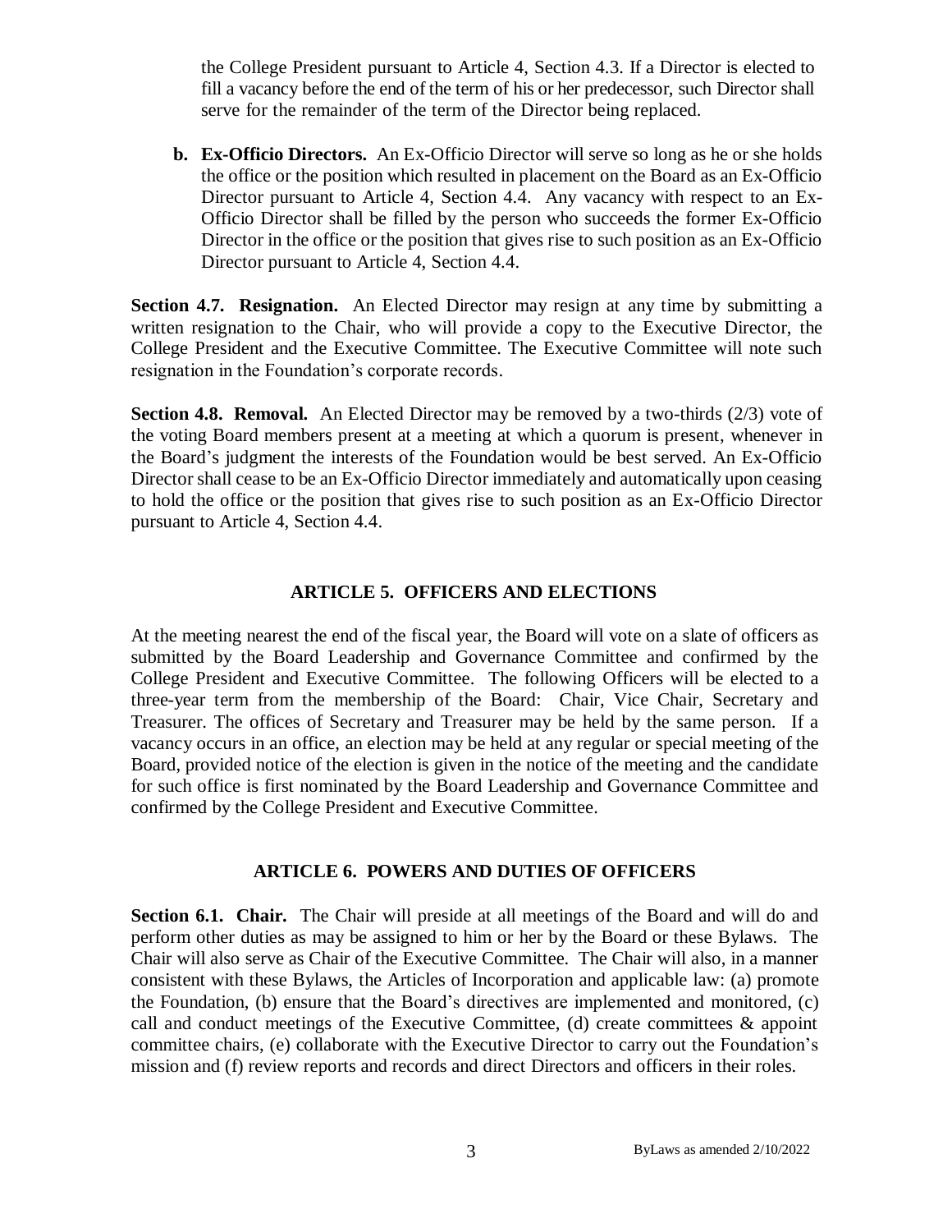the College President pursuant to Article 4, Section 4.3. If a Director is elected to fill a vacancy before the end of the term of his or her predecessor, such Director shall serve for the remainder of the term of the Director being replaced.

**b. Ex-Officio Directors.** An Ex-Officio Director will serve so long as he or she holds the office or the position which resulted in placement on the Board as an Ex-Officio Director pursuant to Article 4, Section 4.4. Any vacancy with respect to an Ex-Officio Director shall be filled by the person who succeeds the former Ex-Officio Director in the office or the position that gives rise to such position as an Ex-Officio Director pursuant to Article 4, Section 4.4.

**Section 4.7. Resignation.** An Elected Director may resign at any time by submitting a written resignation to the Chair, who will provide a copy to the Executive Director, the College President and the Executive Committee. The Executive Committee will note such resignation in the Foundation's corporate records.

**Section 4.8. Removal.** An Elected Director may be removed by a two-thirds (2/3) vote of the voting Board members present at a meeting at which a quorum is present, whenever in the Board's judgment the interests of the Foundation would be best served. An Ex-Officio Director shall cease to be an Ex-Officio Director immediately and automatically upon ceasing to hold the office or the position that gives rise to such position as an Ex-Officio Director pursuant to Article 4, Section 4.4.

## ARTICLE 5. OFFICERS AND ELECTIONS

At the meeting nearest the end of the fiscal year, the Board will vote on a slate of officers as submitted by the Board Leadership and Governance Committee and confirmed by the College President and Executive Committee. The following Officers will be elected to a three-year term from the membership of the Board: Chair, Vice Chair, Secretary and Treasurer. The offices of Secretary and Treasurer may be held by the same person. If a vacancy occurs in an office, an election may be held at any regular or special meeting of the Board, provided notice of the election is given in the notice of the meeting and the candidate for such office is first nominated by the Board Leadership and Governance Committee and confirmed by the College President and Executive Committee.

## ARTICLE 6. POWERS AND DUTIES OF OFFICERS

**Section 6.1. Chair.** The Chair will preside at all meetings of the Board and will do and perform other duties as may be assigned to him or her by the Board or these Bylaws. The Chair will also serve as Chair of the Executive Committee. The Chair will also, in a manner consistent with these Bylaws, the Articles of Incorporation and applicable law: (a) promote the Foundation, (b) ensure that the Board's directives are implemented and monitored, (c) call and conduct meetings of the Executive Committee, (d) create committees & appoint committee chairs, (e) collaborate with the Executive Director to carry out the Foundation's mission and (f) review reports and records and direct Directors and officers in their roles.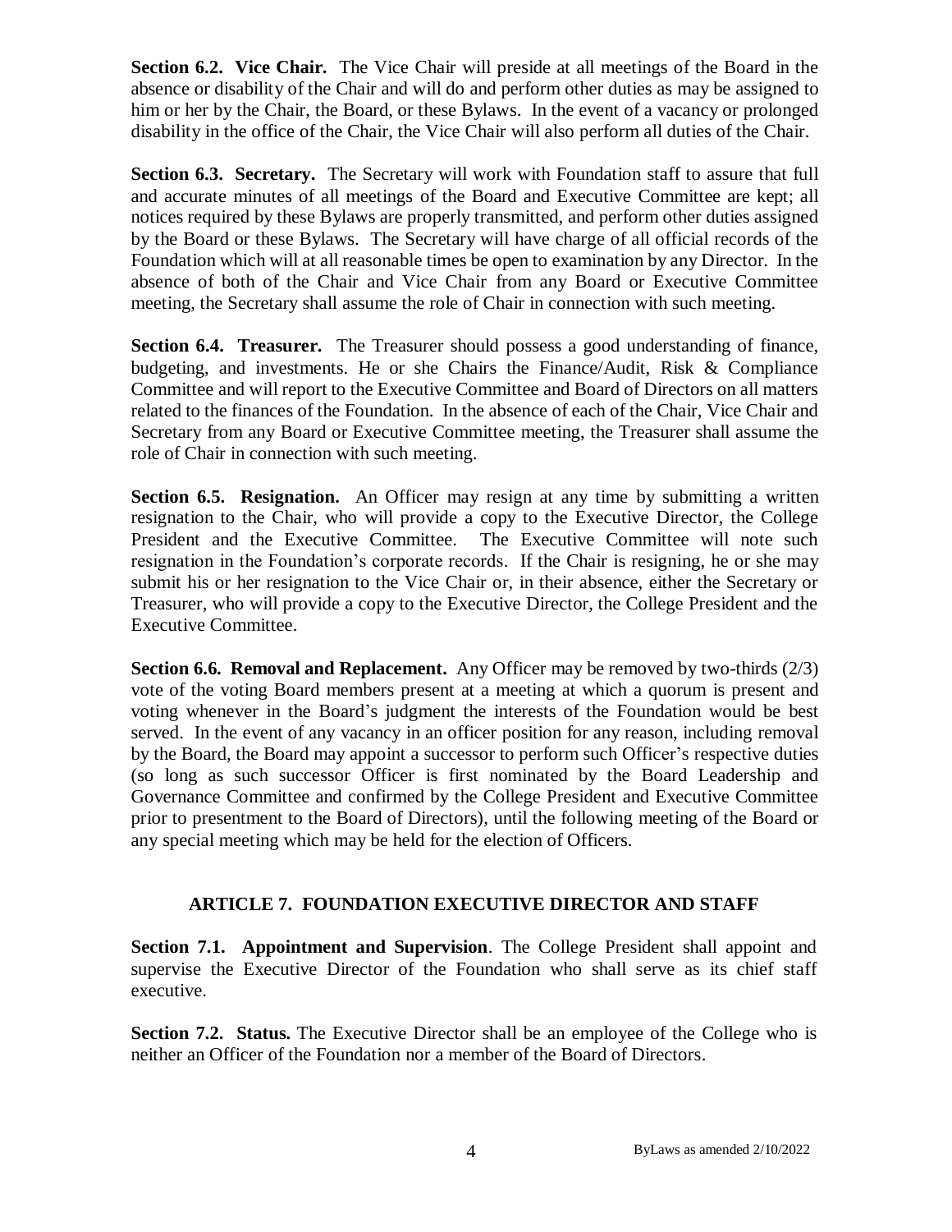**Section 6.2. Vice Chair.** The Vice Chair will preside at all meetings of the Board in the absence or disability of the Chair and will do and perform other duties as may be assigned to him or her by the Chair, the Board, or these Bylaws. In the event of a vacancy or prolonged disability in the office of the Chair, the Vice Chair will also perform all duties of the Chair.

**Section 6.3. Secretary.** The Secretary will work with Foundation staff to assure that full and accurate minutes of all meetings of the Board and Executive Committee are kept; all notices required by these Bylaws are properly transmitted, and perform other duties assigned by the Board or these Bylaws. The Secretary will have charge of all official records of the Foundation which will at all reasonable times be open to examination by any Director. In the absence of both of the Chair and Vice Chair from any Board or Executive Committee meeting, the Secretary shall assume the role of Chair in connection with such meeting.

**Section 6.4. Treasurer.** The Treasurer should possess a good understanding of finance, budgeting, and investments. He or she Chairs the Finance/Audit, Risk & Compliance Committee and will report to the Executive Committee and Board of Directors on all matters related to the finances of the Foundation. In the absence of each of the Chair, Vice Chair and Secretary from any Board or Executive Committee meeting, the Treasurer shall assume the role of Chair in connection with such meeting.

**Section 6.5. Resignation.** An Officer may resign at any time by submitting a written resignation to the Chair, who will provide a copy to the Executive Director, the College President and the Executive Committee. The Executive Committee will note such resignation in the Foundation's corporate records. If the Chair is resigning, he or she may submit his or her resignation to the Vice Chair or, in their absence, either the Secretary or Treasurer, who will provide a copy to the Executive Director, the College President and the Executive Committee.

**Section 6.6. Removal and Replacement.** Any Officer may be removed by two-thirds (2/3) vote of the voting Board members present at a meeting at which a quorum is present and voting whenever in the Board's judgment the interests of the Foundation would be best served. In the event of any vacancy in an officer position for any reason, including removal by the Board, the Board may appoint a successor to perform such Officer's respective duties (so long as such successor Officer is first nominated by the Board Leadership and Governance Committee and confirmed by the College President and Executive Committee prior to presentment to the Board of Directors), until the following meeting of the Board or any special meeting which may be held for the election of Officers.

## ARTICLE 7. FOUNDATION EXECUTIVE DIRECTOR AND STAFF

**Section 7.1. Appointment and Supervision**. The College President shall appoint and supervise the Executive Director of the Foundation who shall serve as its chief staff executive.

**Section 7.2. Status.** The Executive Director shall be an employee of the College who is neither an Officer of the Foundation nor a member of the Board of Directors.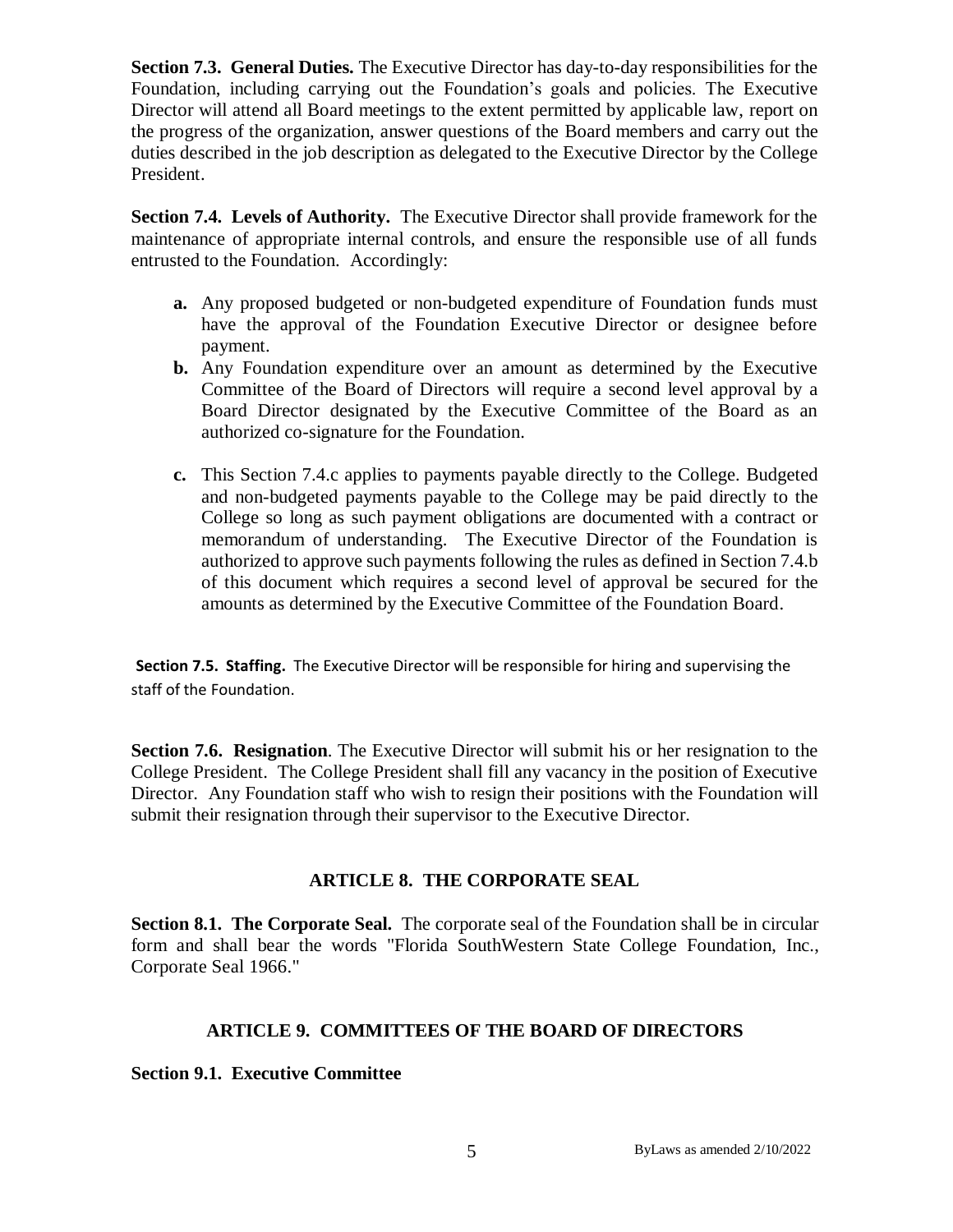**Section 7.3. General Duties.** The Executive Director has day-to-day responsibilities for the Foundation, including carrying out the Foundation's goals and policies. The Executive Director will attend all Board meetings to the extent permitted by applicable law, report on the progress of the organization, answer questions of the Board members and carry out the duties described in the job description as delegated to the Executive Director by the College President.

**Section 7.4. Levels of Authority.** The Executive Director shall provide framework for the maintenance of appropriate internal controls, and ensure the responsible use of all funds entrusted to the Foundation. Accordingly:

- **a.** Any proposed budgeted or non-budgeted expenditure of Foundation funds must have the approval of the Foundation Executive Director or designee before payment.
- **b.** Any Foundation expenditure over an amount as determined by the Executive Committee of the Board of Directors will require a second level approval by a Board Director designated by the Executive Committee of the Board as an authorized co-signature for the Foundation.
- **c.** This Section 7.4.c applies to payments payable directly to the College. Budgeted and non-budgeted payments payable to the College may be paid directly to the College so long as such payment obligations are documented with a contract or memorandum of understanding. The Executive Director of the Foundation is authorized to approve such payments following the rules as defined in Section 7.4.b of this document which requires a second level of approval be secured for the amounts as determined by the Executive Committee of the Foundation Board.

**Section 7.5. Staffing.** The Executive Director will be responsible for hiring and supervising the staff of the Foundation.

**Section 7.6. Resignation**. The Executive Director will submit his or her resignation to the College President. The College President shall fill any vacancy in the position of Executive Director. Any Foundation staff who wish to resign their positions with the Foundation will submit their resignation through their supervisor to the Executive Director.

## ARTICLE 8. THE CORPORATE SEAL

**Section 8.1. The Corporate Seal.** The corporate seal of the Foundation shall be in circular form and shall bear the words "Florida SouthWestern State College Foundation, Inc., Corporate Seal 1966."

## ARTICLE 9. COMMITTEES OF THE BOARD OF DIRECTORS

**Section 9.1. Executive Committee**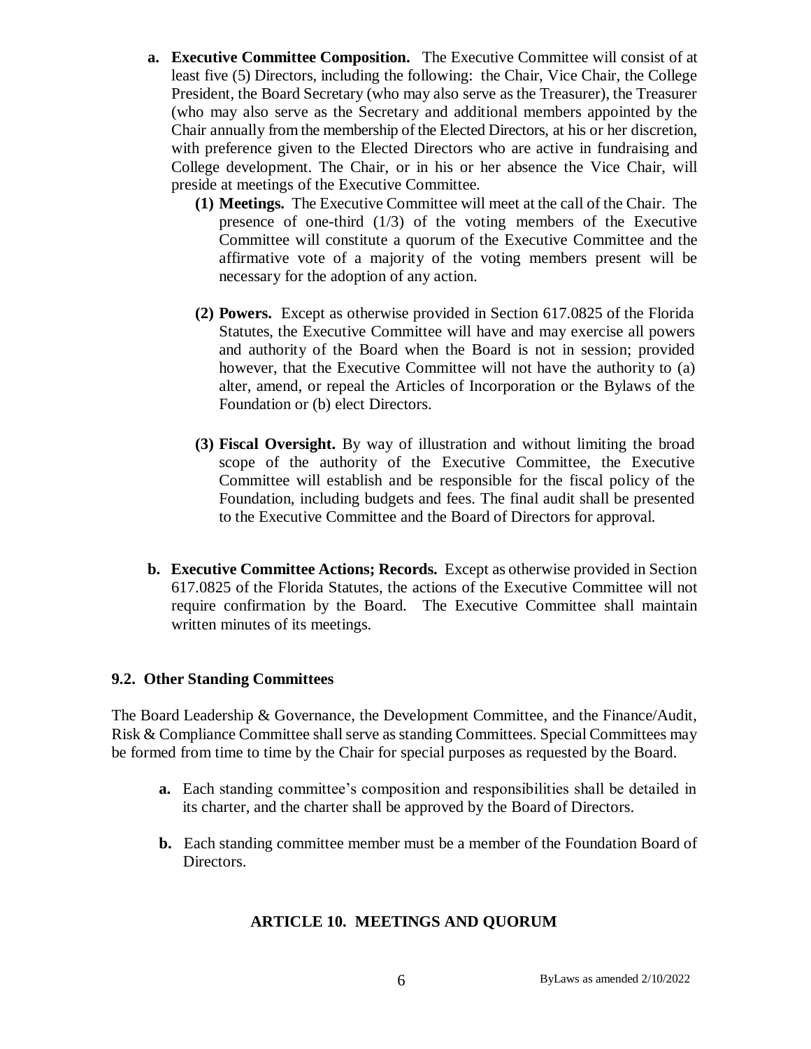**a. Executive Committee Composition.** The Executive Committee will consist of at least five (5) Directors, including the following: the Chair, Vice Chair, the College President, the Board Secretary (who may also serve as the Treasurer), the Treasurer (who may also serve as the Secretary and additional members appointed by the Chair annually from the membership of the Elected Directors, at his or her discretion, with preference given to the Elected Directors who are active in fundraising and College development. The Chair, or in his or her absence the Vice Chair, will preside at meetings of the Executive Committee.

   **(1) Meetings.** The Executive Committee will meet at the call of the Chair. The presence of one-third (1/3) of the voting members of the Executive Committee will constitute a quorum of the Executive Committee and the affirmative vote of a majority of the voting members present will be necessary for the adoption of any action.

   **(2) Powers.** Except as otherwise provided in Section 617.0825 of the Florida Statutes, the Executive Committee will have and may exercise all powers and authority of the Board when the Board is not in session; provided however, that the Executive Committee will not have the authority to (a) alter, amend, or repeal the Articles of Incorporation or the Bylaws of the Foundation or (b) elect Directors.

   **(3) Fiscal Oversight.** By way of illustration and without limiting the broad scope of the authority of the Executive Committee, the Executive Committee will establish and be responsible for the fiscal policy of the Foundation, including budgets and fees. The final audit shall be presented to the Executive Committee and the Board of Directors for approval.

**b. Executive Committee Actions; Records.** Except as otherwise provided in Section 617.0825 of the Florida Statutes, the actions of the Executive Committee will not require confirmation by the Board. The Executive Committee shall maintain written minutes of its meetings.

### 9.2. Other Standing Committees

The Board Leadership & Governance, the Development Committee, and the Finance/Audit, Risk & Compliance Committee shall serve as standing Committees. Special Committees may be formed from time to time by the Chair for special purposes as requested by the Board.

**a.** Each standing committee's composition and responsibilities shall be detailed in its charter, and the charter shall be approved by the Board of Directors.

**b.** Each standing committee member must be a member of the Foundation Board of Directors.

## ARTICLE 10. MEETINGS AND QUORUM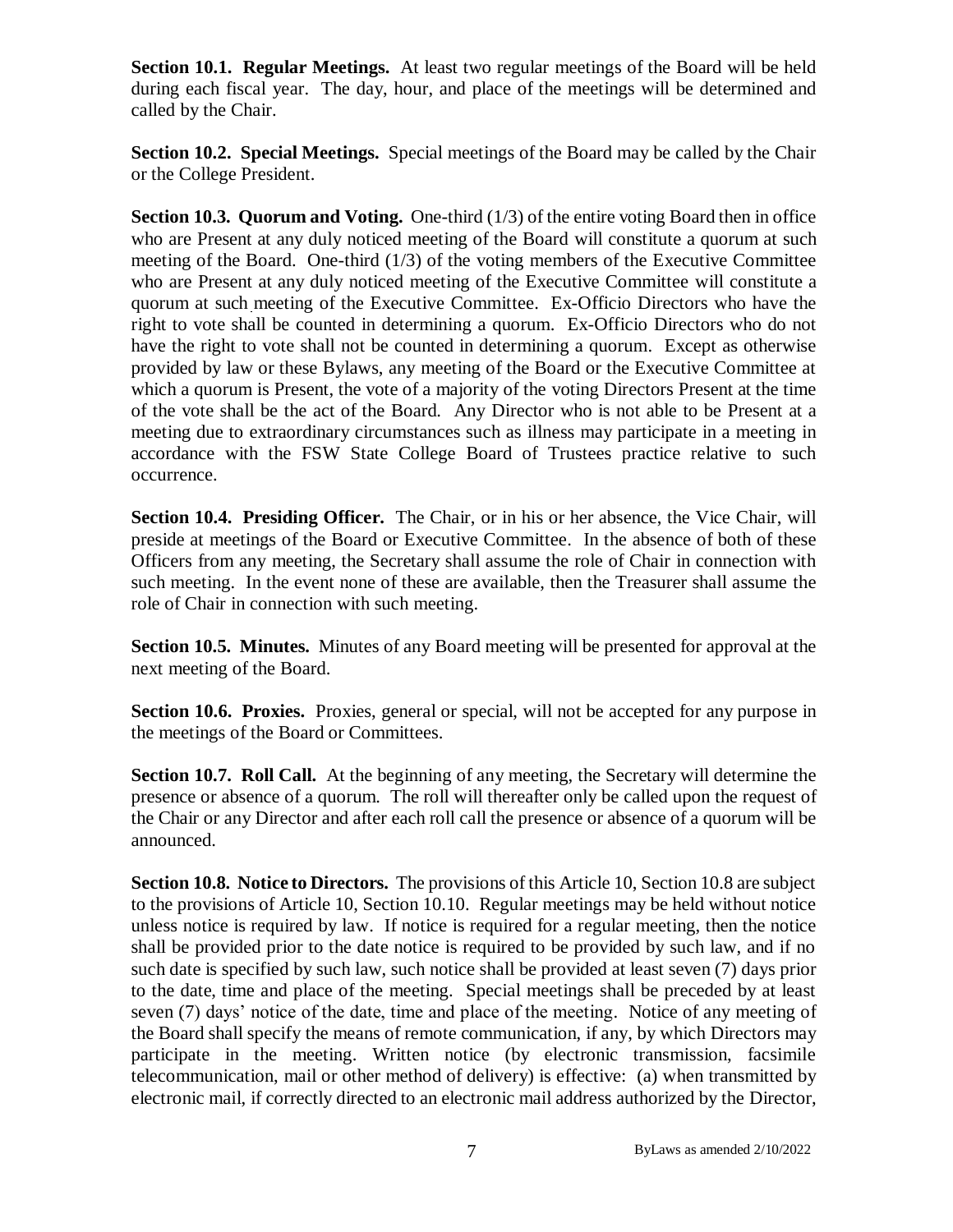**Section 10.1. Regular Meetings.** At least two regular meetings of the Board will be held during each fiscal year. The day, hour, and place of the meetings will be determined and called by the Chair.

**Section 10.2. Special Meetings.** Special meetings of the Board may be called by the Chair or the College President.

**Section 10.3. Quorum and Voting.** One-third (1/3) of the entire voting Board then in office who are Present at any duly noticed meeting of the Board will constitute a quorum at such meeting of the Board. One-third (1/3) of the voting members of the Executive Committee who are Present at any duly noticed meeting of the Executive Committee will constitute a quorum at such meeting of the Executive Committee. Ex-Officio Directors who have the right to vote shall be counted in determining a quorum. Ex-Officio Directors who do not have the right to vote shall not be counted in determining a quorum. Except as otherwise provided by law or these Bylaws, any meeting of the Board or the Executive Committee at which a quorum is Present, the vote of a majority of the voting Directors Present at the time of the vote shall be the act of the Board. Any Director who is not able to be Present at a meeting due to extraordinary circumstances such as illness may participate in a meeting in accordance with the FSW State College Board of Trustees practice relative to such occurrence.

**Section 10.4. Presiding Officer.** The Chair, or in his or her absence, the Vice Chair, will preside at meetings of the Board or Executive Committee. In the absence of both of these Officers from any meeting, the Secretary shall assume the role of Chair in connection with such meeting. In the event none of these are available, then the Treasurer shall assume the role of Chair in connection with such meeting.

**Section 10.5. Minutes.** Minutes of any Board meeting will be presented for approval at the next meeting of the Board.

**Section 10.6. Proxies.** Proxies, general or special, will not be accepted for any purpose in the meetings of the Board or Committees.

**Section 10.7. Roll Call.** At the beginning of any meeting, the Secretary will determine the presence or absence of a quorum. The roll will thereafter only be called upon the request of the Chair or any Director and after each roll call the presence or absence of a quorum will be announced.

**Section 10.8. Notice to Directors.** The provisions of this Article 10, Section 10.8 are subject to the provisions of Article 10, Section 10.10. Regular meetings may be held without notice unless notice is required by law. If notice is required for a regular meeting, then the notice shall be provided prior to the date notice is required to be provided by such law, and if no such date is specified by such law, such notice shall be provided at least seven (7) days prior to the date, time and place of the meeting. Special meetings shall be preceded by at least seven (7) days' notice of the date, time and place of the meeting. Notice of any meeting of the Board shall specify the means of remote communication, if any, by which Directors may participate in the meeting. Written notice (by electronic transmission, facsimile telecommunication, mail or other method of delivery) is effective: (a) when transmitted by electronic mail, if correctly directed to an electronic mail address authorized by the Director,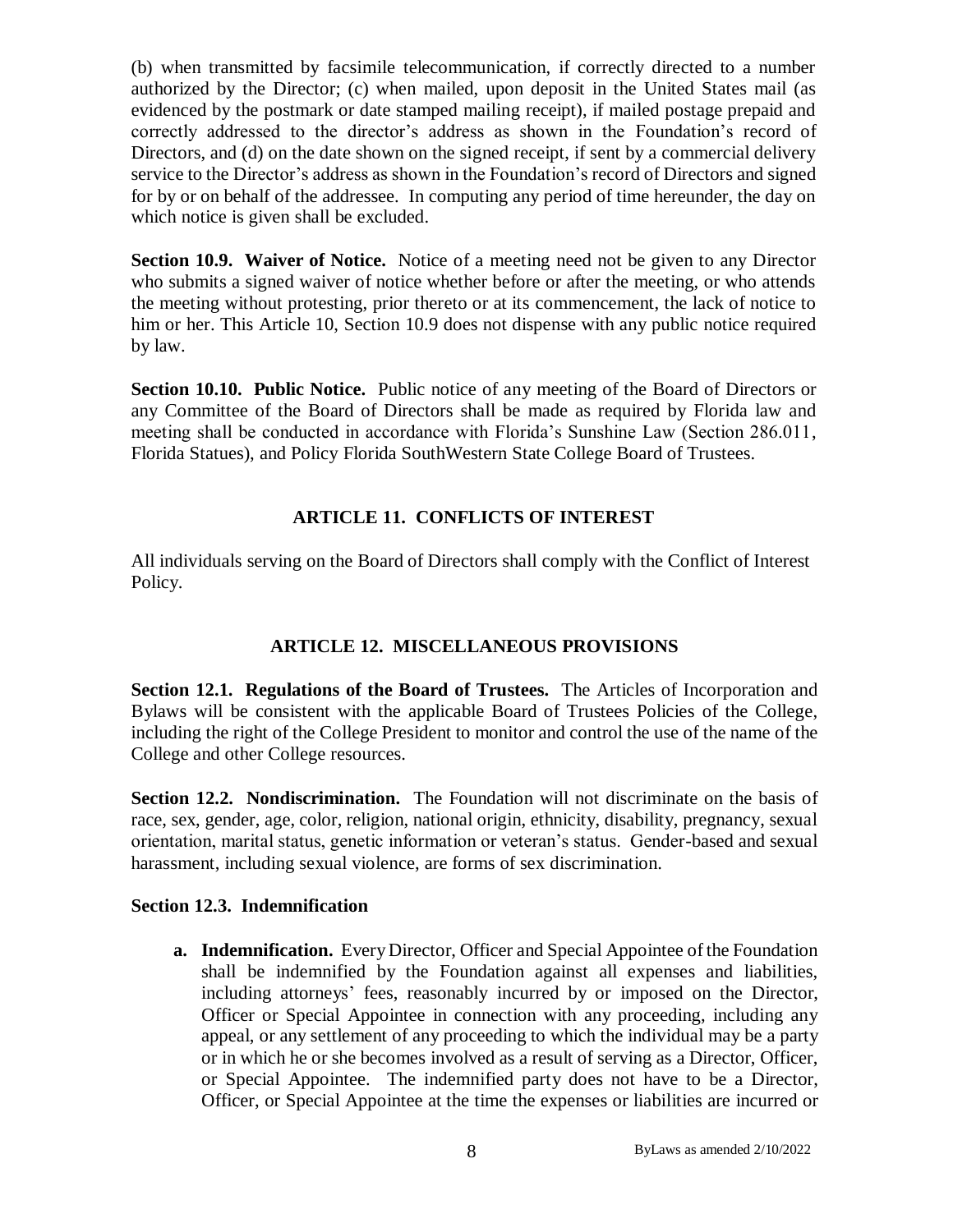(b) when transmitted by facsimile telecommunication, if correctly directed to a number authorized by the Director; (c) when mailed, upon deposit in the United States mail (as evidenced by the postmark or date stamped mailing receipt), if mailed postage prepaid and correctly addressed to the director's address as shown in the Foundation's record of Directors, and (d) on the date shown on the signed receipt, if sent by a commercial delivery service to the Director's address as shown in the Foundation's record of Directors and signed for by or on behalf of the addressee. In computing any period of time hereunder, the day on which notice is given shall be excluded.

**Section 10.9. Waiver of Notice.** Notice of a meeting need not be given to any Director who submits a signed waiver of notice whether before or after the meeting, or who attends the meeting without protesting, prior thereto or at its commencement, the lack of notice to him or her. This Article 10, Section 10.9 does not dispense with any public notice required by law.

**Section 10.10. Public Notice.** Public notice of any meeting of the Board of Directors or any Committee of the Board of Directors shall be made as required by Florida law and meeting shall be conducted in accordance with Florida's Sunshine Law (Section 286.011, Florida Statues), and Policy Florida SouthWestern State College Board of Trustees.

## ARTICLE 11. CONFLICTS OF INTEREST

All individuals serving on the Board of Directors shall comply with the Conflict of Interest Policy.

## ARTICLE 12. MISCELLANEOUS PROVISIONS

**Section 12.1. Regulations of the Board of Trustees.** The Articles of Incorporation and Bylaws will be consistent with the applicable Board of Trustees Policies of the College, including the right of the College President to monitor and control the use of the name of the College and other College resources.

**Section 12.2. Nondiscrimination.** The Foundation will not discriminate on the basis of race, sex, gender, age, color, religion, national origin, ethnicity, disability, pregnancy, sexual orientation, marital status, genetic information or veteran's status. Gender-based and sexual harassment, including sexual violence, are forms of sex discrimination.

**Section 12.3. Indemnification**

**a. Indemnification.** Every Director, Officer and Special Appointee of the Foundation shall be indemnified by the Foundation against all expenses and liabilities, including attorneys' fees, reasonably incurred by or imposed on the Director, Officer or Special Appointee in connection with any proceeding, including any appeal, or any settlement of any proceeding to which the individual may be a party or in which he or she becomes involved as a result of serving as a Director, Officer, or Special Appointee. The indemnified party does not have to be a Director, Officer, or Special Appointee at the time the expenses or liabilities are incurred or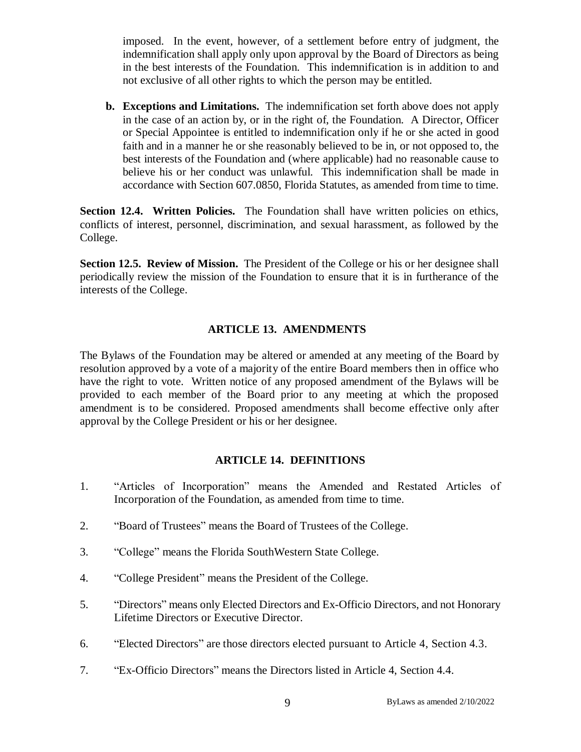imposed. In the event, however, of a settlement before entry of judgment, the indemnification shall apply only upon approval by the Board of Directors as being in the best interests of the Foundation. This indemnification is in addition to and not exclusive of all other rights to which the person may be entitled.

**b. Exceptions and Limitations.** The indemnification set forth above does not apply in the case of an action by, or in the right of, the Foundation. A Director, Officer or Special Appointee is entitled to indemnification only if he or she acted in good faith and in a manner he or she reasonably believed to be in, or not opposed to, the best interests of the Foundation and (where applicable) had no reasonable cause to believe his or her conduct was unlawful. This indemnification shall be made in accordance with Section 607.0850, Florida Statutes, as amended from time to time.

**Section 12.4. Written Policies.** The Foundation shall have written policies on ethics, conflicts of interest, personnel, discrimination, and sexual harassment, as followed by the College.

**Section 12.5. Review of Mission.** The President of the College or his or her designee shall periodically review the mission of the Foundation to ensure that it is in furtherance of the interests of the College.

## ARTICLE 13. AMENDMENTS

The Bylaws of the Foundation may be altered or amended at any meeting of the Board by resolution approved by a vote of a majority of the entire Board members then in office who have the right to vote. Written notice of any proposed amendment of the Bylaws will be provided to each member of the Board prior to any meeting at which the proposed amendment is to be considered. Proposed amendments shall become effective only after approval by the College President or his or her designee.

## ARTICLE 14. DEFINITIONS

1. "Articles of Incorporation" means the Amended and Restated Articles of Incorporation of the Foundation, as amended from time to time.
2. "Board of Trustees" means the Board of Trustees of the College.
3. "College" means the Florida SouthWestern State College.
4. "College President" means the President of the College.
5. "Directors" means only Elected Directors and Ex-Officio Directors, and not Honorary Lifetime Directors or Executive Director.
6. "Elected Directors" are those directors elected pursuant to Article 4, Section 4.3.
7. "Ex-Officio Directors" means the Directors listed in Article 4, Section 4.4.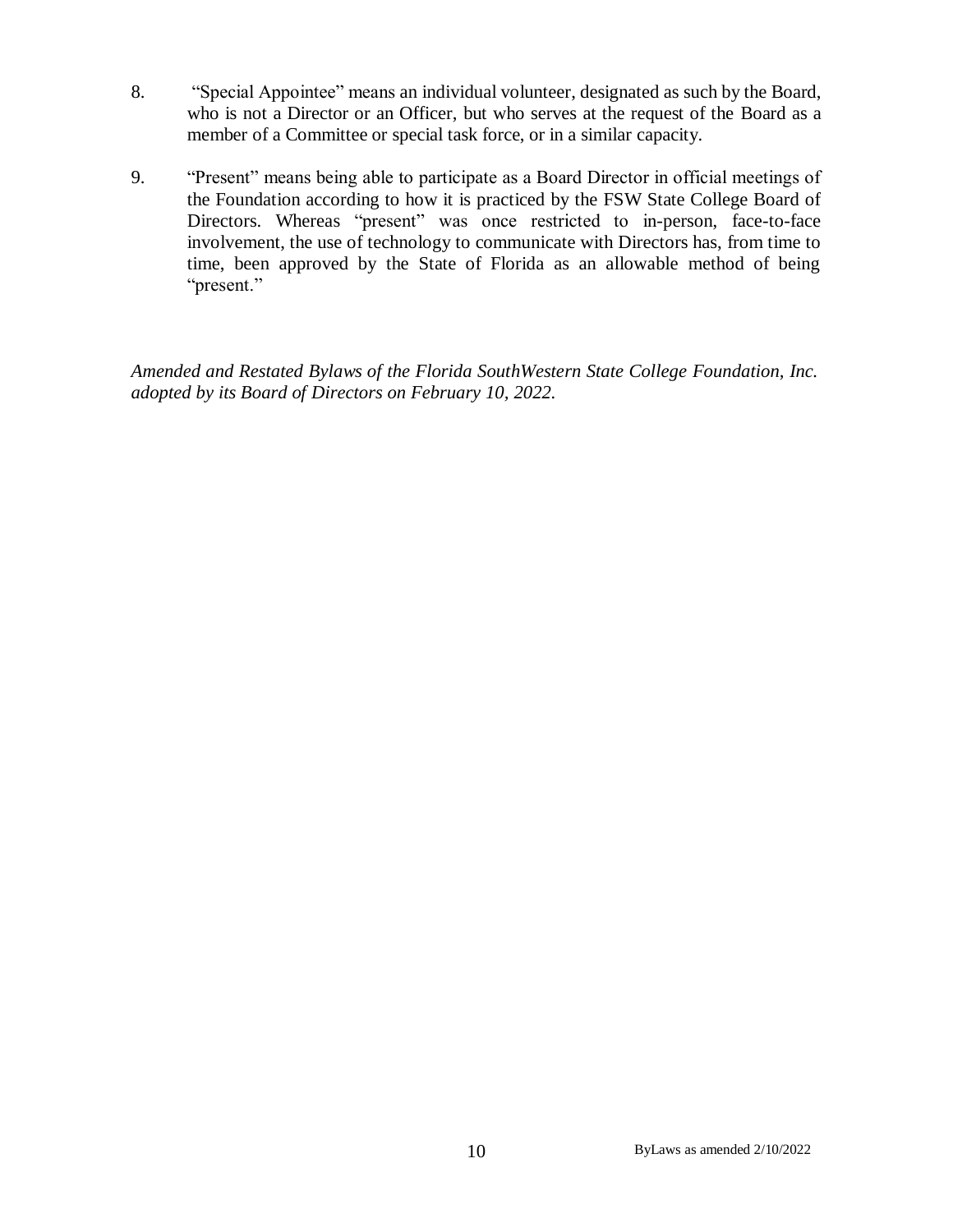8. "Special Appointee" means an individual volunteer, designated as such by the Board, who is not a Director or an Officer, but who serves at the request of the Board as a member of a Committee or special task force, or in a similar capacity.

9. "Present" means being able to participate as a Board Director in official meetings of the Foundation according to how it is practiced by the FSW State College Board of Directors. Whereas "present" was once restricted to in-person, face-to-face involvement, the use of technology to communicate with Directors has, from time to time, been approved by the State of Florida as an allowable method of being "present."

*Amended and Restated Bylaws of the Florida SouthWestern State College Foundation, Inc. adopted by its Board of Directors on February 10, 2022.*